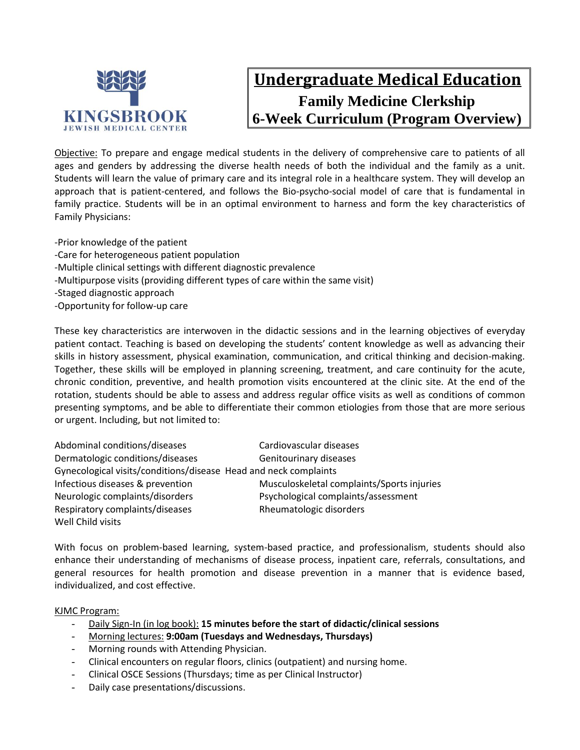KINGSBROOK
JEWISH MEDICAL CENTER

# Undergraduate Medical Education

## Family Medicine Clerkship

## 6-Week Curriculum (Program Overview)

Objective: To prepare and engage medical students in the delivery of comprehensive care to patients of all ages and genders by addressing the diverse health needs of both the individual and the family as a unit. Students will learn the value of primary care and its integral role in a healthcare system. They will develop an approach that is patient-centered, and follows the Bio-psycho-social model of care that is fundamental in family practice. Students will be in an optimal environment to harness and form the key characteristics of Family Physicians:

-Prior knowledge of the patient
-Care for heterogeneous patient population
-Multiple clinical settings with different diagnostic prevalence
-Multipurpose visits (providing different types of care within the same visit)
-Staged diagnostic approach
-Opportunity for follow-up care

These key characteristics are interwoven in the didactic sessions and in the learning objectives of everyday patient contact. Teaching is based on developing the students' content knowledge as well as advancing their skills in history assessment, physical examination, communication, and critical thinking and decision-making. Together, these skills will be employed in planning screening, treatment, and care continuity for the acute, chronic condition, preventive, and health promotion visits encountered at the clinic site. At the end of the rotation, students should be able to assess and address regular office visits as well as conditions of common presenting symptoms, and be able to differentiate their common etiologies from those that are more serious or urgent. Including, but not limited to:

Abdominal conditions/diseases
Cardiovascular diseases
Dermatologic conditions/diseases
Genitourinary diseases
Gynecological visits/conditions/disease
Head and neck complaints
Infectious diseases & prevention
Musculoskeletal complaints/Sports injuries
Neurologic complaints/disorders
Psychological complaints/assessment
Respiratory complaints/diseases
Rheumatologic disorders
Well Child visits

With focus on problem-based learning, system-based practice, and professionalism, students should also enhance their understanding of mechanisms of disease process, inpatient care, referrals, consultations, and general resources for health promotion and disease prevention in a manner that is evidence based, individualized, and cost effective.

KJMC Program:

- Daily Sign-In (in log book): **15 minutes before the start of didactic/clinical sessions**
- Morning lectures: **9:00am (Tuesdays and Wednesdays, Thursdays)**
- Morning rounds with Attending Physician.
- Clinical encounters on regular floors, clinics (outpatient) and nursing home.
- Clinical OSCE Sessions (Thursdays; time as per Clinical Instructor)
- Daily case presentations/discussions.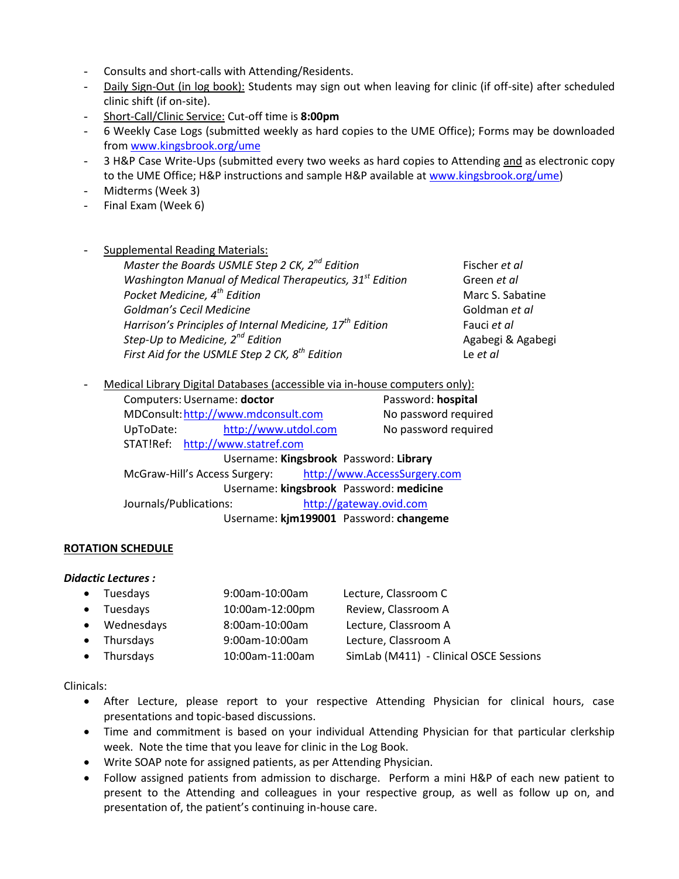- Consults and short-calls with Attending/Residents.
- Daily Sign-Out (in log book): Students may sign out when leaving for clinic (if off-site) after scheduled clinic shift (if on-site).
- Short-Call/Clinic Service: Cut-off time is **8:00pm**
- 6 Weekly Case Logs (submitted weekly as hard copies to the UME Office); Forms may be downloaded from [www.kingsbrook.org/ume](http://www.kingsbrook.org/ume)
- 3 H&P Case Write-Ups (submitted every two weeks as hard copies to Attending and as electronic copy to the UME Office; H&P instructions and sample H&P available at [www.kingsbrook.org/ume](http://www.kingsbrook.org/ume))
- Midterms (Week 3)
- Final Exam (Week 6)

- Supplemental Reading Materials:

| | |
|---|---|
| *Master the Boards USMLE Step 2 CK, 2nd Edition* | Fischer *et al* |
| *Washington Manual of Medical Therapeutics, 31st Edition* | Green *et al* |
| *Pocket Medicine, 4th Edition* | Marc S. Sabatine |
| *Goldman's Cecil Medicine* | Goldman *et al* |
| *Harrison's Principles of Internal Medicine, 17th Edition* | Fauci *et al* |
| *Step-Up to Medicine, 2nd Edition* | Agabegi & Agabegi |
| *First Aid for the USMLE Step 2 CK, 8th Edition* | Le *et al* |

- Medical Library Digital Databases (accessible via in-house computers only):

  Computers: Username: **doctor** Password: **hospital**
  MDConsult: [http://www.mdconsult.com](http://www.mdconsult.com) No password required
  UpToDate: [http://www.utdol.com](http://www.utdol.com) No password required
  STAT!Ref: [http://www.statref.com](http://www.statref.com)
  Username: **Kingsbrook** Password: **Library**
  McGraw-Hill's Access Surgery: [http://www.AccessSurgery.com](http://www.AccessSurgery.com)
  Username: **kingsbrook** Password: **medicine**
  Journals/Publications: [http://gateway.ovid.com](http://gateway.ovid.com)
  Username: **kjm199001** Password: **changeme**

**ROTATION SCHEDULE**

***Didactic Lectures :***

| | | |
|---|---|---|
| Tuesdays | 9:00am-10:00am | Lecture, Classroom C |
| Tuesdays | 10:00am-12:00pm | Review, Classroom A |
| Wednesdays | 8:00am-10:00am | Lecture, Classroom A |
| Thursdays | 9:00am-10:00am | Lecture, Classroom A |
| Thursdays | 10:00am-11:00am | SimLab (M411) - Clinical OSCE Sessions |

Clinicals:

- After Lecture, please report to your respective Attending Physician for clinical hours, case presentations and topic-based discussions.
- Time and commitment is based on your individual Attending Physician for that particular clerkship week. Note the time that you leave for clinic in the Log Book.
- Write SOAP note for assigned patients, as per Attending Physician.
- Follow assigned patients from admission to discharge. Perform a mini H&P of each new patient to present to the Attending and colleagues in your respective group, as well as follow up on, and presentation of, the patient's continuing in-house care.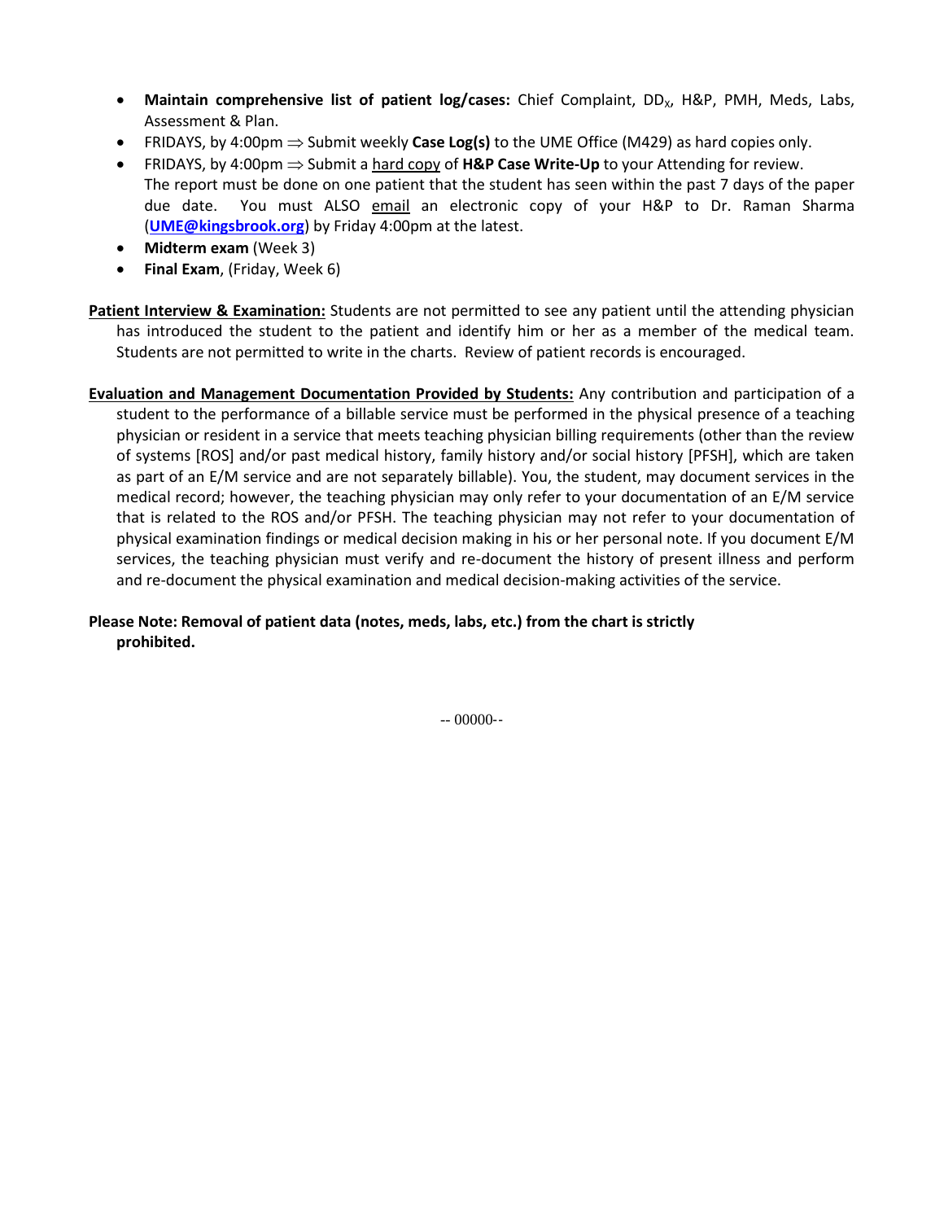- **Maintain comprehensive list of patient log/cases:** Chief Complaint, $DD_X$, H&P, PMH, Meds, Labs, Assessment & Plan.
- FRIDAYS, by 4:00pm ⇒ Submit weekly **Case Log(s)** to the UME Office (M429) as hard copies only.
- FRIDAYS, by 4:00pm ⇒ Submit a <u>hard copy</u> of **H&P Case Write-Up** to your Attending for review. The report must be done on one patient that the student has seen within the past 7 days of the paper due date. You must ALSO <u>email</u> an electronic copy of your H&P to Dr. Raman Sharma (**UME@kingsbrook.org**) by Friday 4:00pm at the latest.
- **Midterm exam** (Week 3)
- **Final Exam**, (Friday, Week 6)

**<u>Patient Interview & Examination:</u>** Students are not permitted to see any patient until the attending physician has introduced the student to the patient and identify him or her as a member of the medical team. Students are not permitted to write in the charts. Review of patient records is encouraged.

**<u>Evaluation and Management Documentation Provided by Students:</u>** Any contribution and participation of a student to the performance of a billable service must be performed in the physical presence of a teaching physician or resident in a service that meets teaching physician billing requirements (other than the review of systems [ROS] and/or past medical history, family history and/or social history [PFSH], which are taken as part of an E/M service and are not separately billable). You, the student, may document services in the medical record; however, the teaching physician may only refer to your documentation of an E/M service that is related to the ROS and/or PFSH. The teaching physician may not refer to your documentation of physical examination findings or medical decision making in his or her personal note. If you document E/M services, the teaching physician must verify and re-document the history of present illness and perform and re-document the physical examination and medical decision-making activities of the service.

**Please Note: Removal of patient data (notes, meds, labs, etc.) from the chart is strictly prohibited.**

-- 00000--